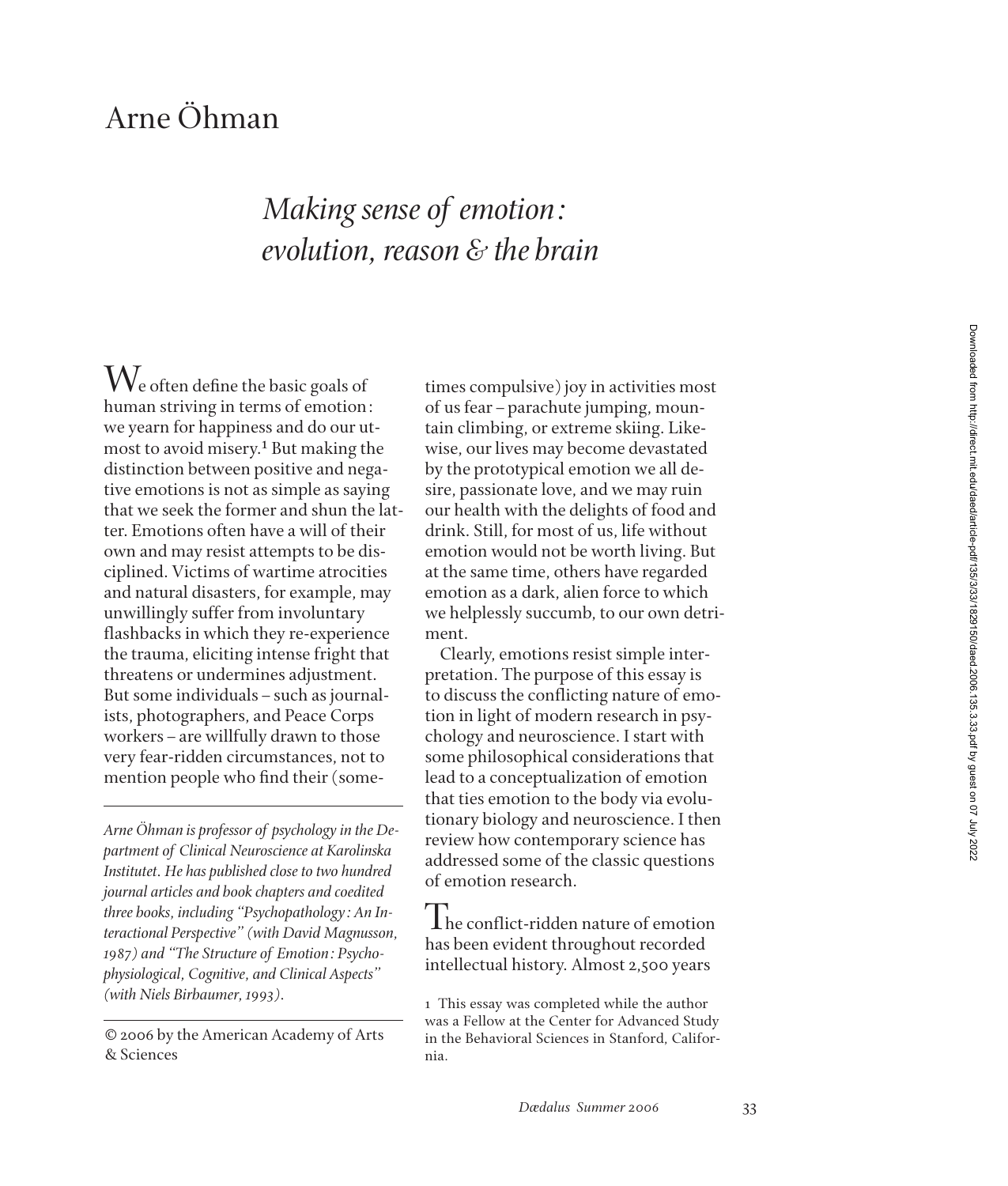# Arne Öhman

## *Making sense of emotion: evolution, reason & the brain*

We often define the basic goals of human striving in terms of emotion: we yearn for happiness and do our utmost to avoid misery.[1] But making the distinction between positive and negative emotions is not as simple as saying that we seek the former and shun the latter. Emotions often have a will of their own and may resist attempts to be disciplined. Victims of wartime atrocities and natural disasters, for example, may unwillingly suffer from involuntary flashbacks in which they re-experience the trauma, eliciting intense fright that threatens or undermines adjustment. But some individuals – such as journalists, photographers, and Peace Corps workers – are willfully drawn to those very fear-ridden circumstances, not to mention people who find their (sometimes compulsive) joy in activities most of us fear – parachute jumping, mountain climbing, or extreme skiing. Likewise, our lives may become devastated by the prototypical emotion we all desire, passionate love, and we may ruin our health with the delights of food and drink. Still, for most of us, life without emotion would not be worth living. But at the same time, others have regarded emotion as a dark, alien force to which we helplessly succumb, to our own detriment.

Clearly, emotions resist simple interpretation. The purpose of this essay is to discuss the conflicting nature of emotion in light of modern research in psychology and neuroscience. I start with some philosophical considerations that lead to a conceptualization of emotion that ties emotion to the body via evolutionary biology and neuroscience. I then review how contemporary science has addressed some of the classic questions of emotion research.

The conflict-ridden nature of emotion has been evident throughout recorded intellectual history. Almost 2,500 years

---

*Arne Öhman is professor of psychology in the Department of Clinical Neuroscience at Karolinska Institutet. He has published close to two hundred journal articles and book chapters and coedited three books, including "Psychopathology: An Interactional Perspective" (with David Magnusson, 1987) and "The Structure of Emotion: Psychophysiological, Cognitive, and Clinical Aspects" (with Niels Birbaumer, 1993).*

© 2006 by the American Academy of Arts & Sciences

1 This essay was completed while the author was a Fellow at the Center for Advanced Study in the Behavioral Sciences in Stanford, California.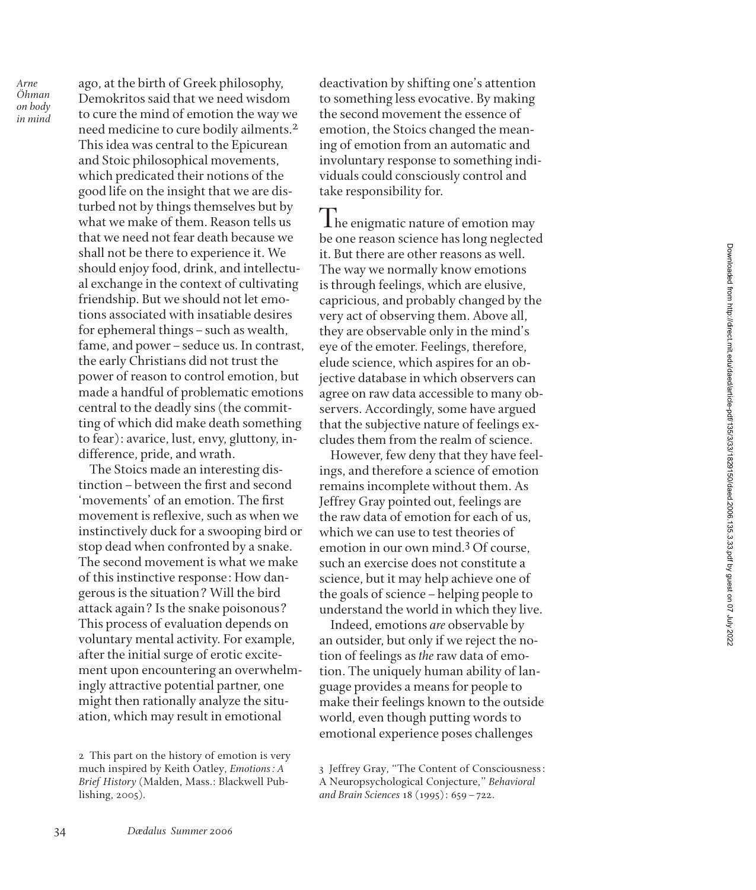ago, at the birth of Greek philosophy, Demokritos said that we need wisdom to cure the mind of emotion the way we need medicine to cure bodily ailments.[2] This idea was central to the Epicurean and Stoic philosophical movements, which predicated their notions of the good life on the insight that we are disturbed not by things themselves but by what we make of them. Reason tells us that we need not fear death because we shall not be there to experience it. We should enjoy food, drink, and intellectual exchange in the context of cultivating friendship. But we should not let emotions associated with insatiable desires for ephemeral things – such as wealth, fame, and power – seduce us. In contrast, the early Christians did not trust the power of reason to control emotion, but made a handful of problematic emotions central to the deadly sins (the committing of which did make death something to fear): avarice, lust, envy, gluttony, indifference, pride, and wrath.

The Stoics made an interesting distinction – between the first and second 'movements' of an emotion. The first movement is reflexive, such as when we instinctively duck for a swooping bird or stop dead when confronted by a snake. The second movement is what we make of this instinctive response: How dangerous is the situation? Will the bird attack again? Is the snake poisonous? This process of evaluation depends on voluntary mental activity. For example, after the initial surge of erotic excitement upon encountering an overwhelmingly attractive potential partner, one might then rationally analyze the situation, which may result in emotional deactivation by shifting one's attention to something less evocative. By making the second movement the essence of emotion, the Stoics changed the meaning of emotion from an automatic and involuntary response to something individuals could consciously control and take responsibility for.

The enigmatic nature of emotion may be one reason science has long neglected it. But there are other reasons as well. The way we normally know emotions is through feelings, which are elusive, capricious, and probably changed by the very act of observing them. Above all, they are observable only in the mind's eye of the emoter. Feelings, therefore, elude science, which aspires for an objective database in which observers can agree on raw data accessible to many observers. Accordingly, some have argued that the subjective nature of feelings excludes them from the realm of science.

However, few deny that they have feelings, and therefore a science of emotion remains incomplete without them. As Jeffrey Gray pointed out, feelings are the raw data of emotion for each of us, which we can use to test theories of emotion in our own mind.[3] Of course, such an exercise does not constitute a science, but it may help achieve one of the goals of science – helping people to understand the world in which they live.

Indeed, emotions *are* observable by an outsider, but only if we reject the notion of feelings as *the* raw data of emotion. The uniquely human ability of language provides a means for people to make their feelings known to the outside world, even though putting words to emotional experience poses challenges

2 This part on the history of emotion is very much inspired by Keith Oatley, *Emotions: A Brief History* (Malden, Mass.: Blackwell Publishing, 2005).

3 Jeffrey Gray, "The Content of Consciousness: A Neuropsychological Conjecture," *Behavioral and Brain Sciences* 18 (1995): 659 – 722.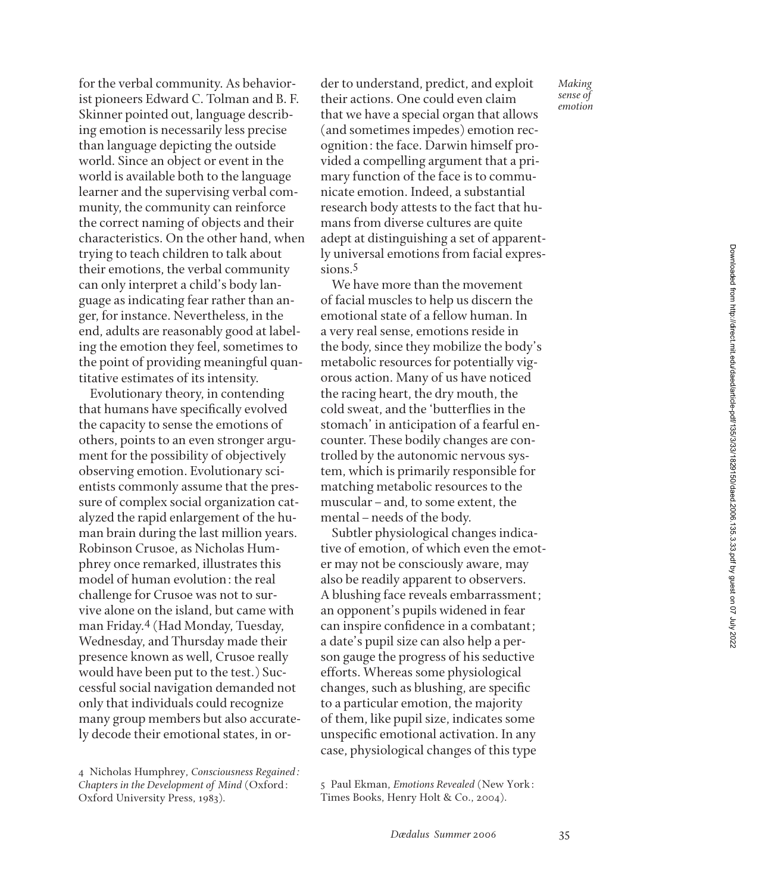for the verbal community. As behaviorist pioneers Edward C. Tolman and B. F. Skinner pointed out, language describing emotion is necessarily less precise than language depicting the outside world. Since an object or event in the world is available both to the language learner and the supervising verbal community, the community can reinforce the correct naming of objects and their characteristics. On the other hand, when trying to teach children to talk about their emotions, the verbal community can only interpret a child's body language as indicating fear rather than anger, for instance. Nevertheless, in the end, adults are reasonably good at labeling the emotion they feel, sometimes to the point of providing meaningful quantitative estimates of its intensity.

Evolutionary theory, in contending that humans have specifically evolved the capacity to sense the emotions of others, points to an even stronger argument for the possibility of objectively observing emotion. Evolutionary scientists commonly assume that the pressure of complex social organization catalyzed the rapid enlargement of the human brain during the last million years. Robinson Crusoe, as Nicholas Humphrey once remarked, illustrates this model of human evolution: the real challenge for Crusoe was not to survive alone on the island, but came with man Friday.[4] (Had Monday, Tuesday, Wednesday, and Thursday made their presence known as well, Crusoe really would have been put to the test.) Successful social navigation demanded not only that individuals could recognize many group members but also accurately decode their emotional states, in order to understand, predict, and exploit their actions. One could even claim that we have a special organ that allows (and sometimes impedes) emotion recognition: the face. Darwin himself provided a compelling argument that a primary function of the face is to communicate emotion. Indeed, a substantial research body attests to the fact that humans from diverse cultures are quite adept at distinguishing a set of apparently universal emotions from facial expressions.[5]

We have more than the movement of facial muscles to help us discern the emotional state of a fellow human. In a very real sense, emotions reside in the body, since they mobilize the body's metabolic resources for potentially vigorous action. Many of us have noticed the racing heart, the dry mouth, the cold sweat, and the 'butterflies in the stomach' in anticipation of a fearful encounter. These bodily changes are controlled by the autonomic nervous system, which is primarily responsible for matching metabolic resources to the muscular – and, to some extent, the mental – needs of the body.

Subtler physiological changes indicative of emotion, of which even the emoter may not be consciously aware, may also be readily apparent to observers. A blushing face reveals embarrassment; an opponent's pupils widened in fear can inspire confidence in a combatant; a date's pupil size can also help a person gauge the progress of his seductive efforts. Whereas some physiological changes, such as blushing, are specific to a particular emotion, the majority of them, like pupil size, indicates some unspecific emotional activation. In any case, physiological changes of this type

4 Nicholas Humphrey, *Consciousness Regained: Chapters in the Development of Mind* (Oxford: Oxford University Press, 1983).

5 Paul Ekman, *Emotions Revealed* (New York: Times Books, Henry Holt & Co., 2004).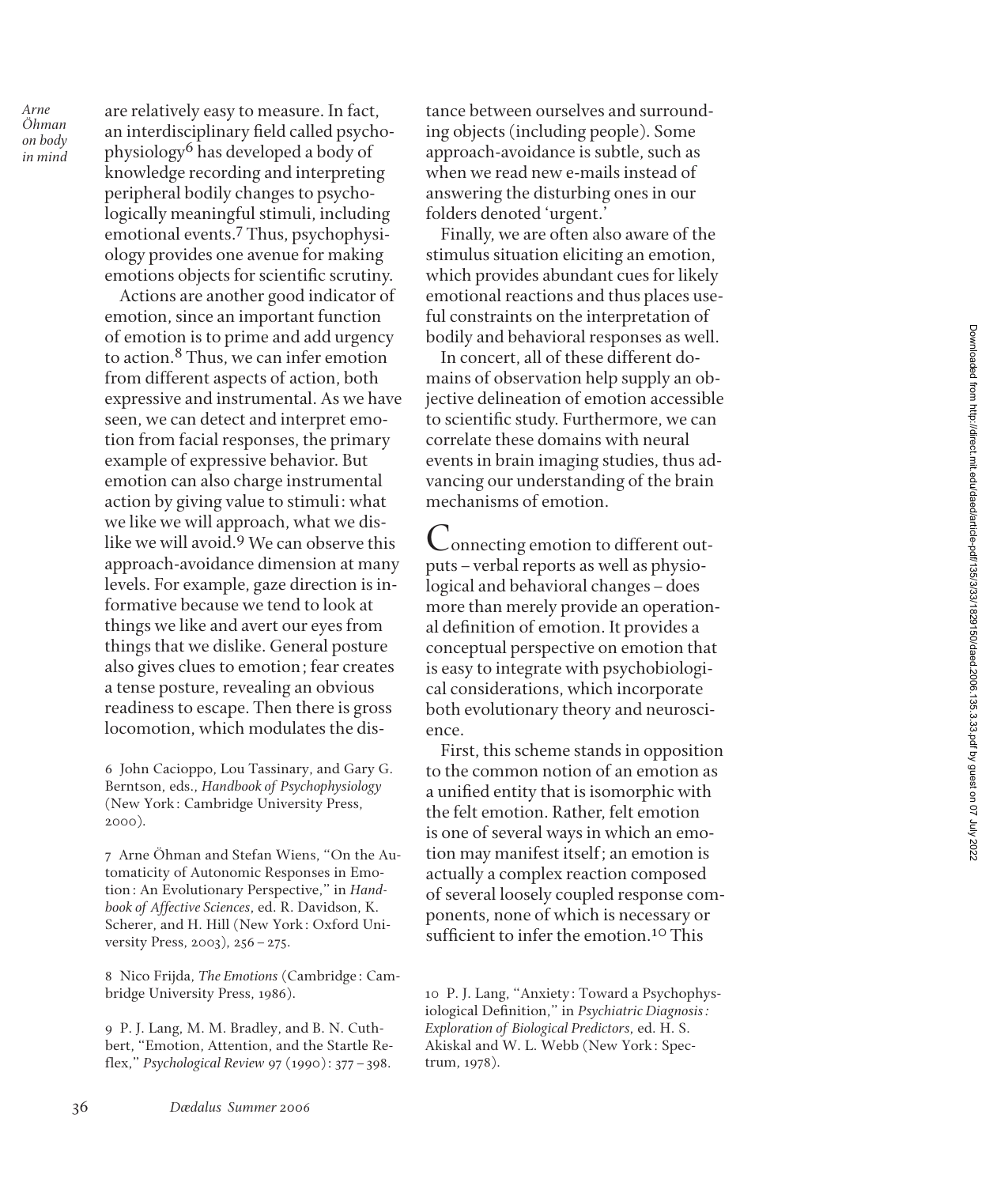are relatively easy to measure. In fact, an interdisciplinary field called psychophysiology[6] has developed a body of knowledge recording and interpreting peripheral bodily changes to psychologically meaningful stimuli, including emotional events.[7] Thus, psychophysiology provides one avenue for making emotions objects for scientific scrutiny.

Actions are another good indicator of emotion, since an important function of emotion is to prime and add urgency to action.[8] Thus, we can infer emotion from different aspects of action, both expressive and instrumental. As we have seen, we can detect and interpret emotion from facial responses, the primary example of expressive behavior. But emotion can also charge instrumental action by giving value to stimuli: what we like we will approach, what we dislike we will avoid.[9] We can observe this approach-avoidance dimension at many levels. For example, gaze direction is informative because we tend to look at things we like and avert our eyes from things that we dislike. General posture also gives clues to emotion; fear creates a tense posture, revealing an obvious readiness to escape. Then there is gross locomotion, which modulates the distance between ourselves and surrounding objects (including people). Some approach-avoidance is subtle, such as when we read new e-mails instead of answering the disturbing ones in our folders denoted 'urgent.'

Finally, we are often also aware of the stimulus situation eliciting an emotion, which provides abundant cues for likely emotional reactions and thus places useful constraints on the interpretation of bodily and behavioral responses as well.

In concert, all of these different domains of observation help supply an objective delineation of emotion accessible to scientific study. Furthermore, we can correlate these domains with neural events in brain imaging studies, thus advancing our understanding of the brain mechanisms of emotion.

Connecting emotion to different outputs – verbal reports as well as physiological and behavioral changes – does more than merely provide an operational definition of emotion. It provides a conceptual perspective on emotion that is easy to integrate with psychobiological considerations, which incorporate both evolutionary theory and neuroscience.

First, this scheme stands in opposition to the common notion of an emotion as a unified entity that is isomorphic with the felt emotion. Rather, felt emotion is one of several ways in which an emotion may manifest itself; an emotion is actually a complex reaction composed of several loosely coupled response components, none of which is necessary or sufficient to infer the emotion.[10] This

6 John Cacioppo, Lou Tassinary, and Gary G. Berntson, eds., *Handbook of Psychophysiology* (New York: Cambridge University Press, 2000).

7 Arne Öhman and Stefan Wiens, "On the Automaticity of Autonomic Responses in Emotion: An Evolutionary Perspective," in *Handbook of Affective Sciences*, ed. R. Davidson, K. Scherer, and H. Hill (New York: Oxford University Press, 2003), 256 – 275.

8 Nico Frijda, *The Emotions* (Cambridge: Cambridge University Press, 1986).

9 P. J. Lang, M. M. Bradley, and B. N. Cuthbert, "Emotion, Attention, and the Startle Reflex," *Psychological Review* 97 (1990): 377 – 398.

10 P. J. Lang, "Anxiety: Toward a Psychophysiological Definition," in *Psychiatric Diagnosis: Exploration of Biological Predictors*, ed. H. S. Akiskal and W. L. Webb (New York: Spectrum, 1978).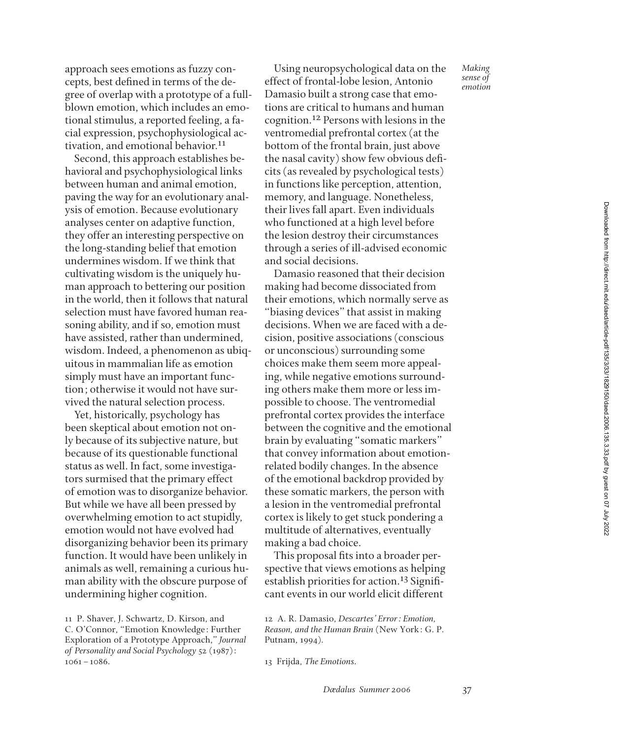approach sees emotions as fuzzy concepts, best defined in terms of the degree of overlap with a prototype of a full-blown emotion, which includes an emotional stimulus, a reported feeling, a facial expression, psychophysiological activation, and emotional behavior.[11]

Second, this approach establishes behavioral and psychophysiological links between human and animal emotion, paving the way for an evolutionary analysis of emotion. Because evolutionary analyses center on adaptive function, they offer an interesting perspective on the long-standing belief that emotion undermines wisdom. If we think that cultivating wisdom is the uniquely human approach to bettering our position in the world, then it follows that natural selection must have favored human reasoning ability, and if so, emotion must have assisted, rather than undermined, wisdom. Indeed, a phenomenon as ubiquitous in mammalian life as emotion simply must have an important function; otherwise it would not have survived the natural selection process.

Yet, historically, psychology has been skeptical about emotion not only because of its subjective nature, but because of its questionable functional status as well. In fact, some investigators surmised that the primary effect of emotion was to disorganize behavior. But while we have all been pressed by overwhelming emotion to act stupidly, emotion would not have evolved had disorganizing behavior been its primary function. It would have been unlikely in animals as well, remaining a curious human ability with the obscure purpose of undermining higher cognition.

Using neuropsychological data on the effect of frontal-lobe lesion, Antonio Damasio built a strong case that emotions are critical to humans and human cognition.[12] Persons with lesions in the ventromedial prefrontal cortex (at the bottom of the frontal brain, just above the nasal cavity) show few obvious deficits (as revealed by psychological tests) in functions like perception, attention, memory, and language. Nonetheless, their lives fall apart. Even individuals who functioned at a high level before the lesion destroy their circumstances through a series of ill-advised economic and social decisions.

Damasio reasoned that their decision making had become dissociated from their emotions, which normally serve as "biasing devices" that assist in making decisions. When we are faced with a decision, positive associations (conscious or unconscious) surrounding some choices make them seem more appealing, while negative emotions surrounding others make them more or less impossible to choose. The ventromedial prefrontal cortex provides the interface between the cognitive and the emotional brain by evaluating "somatic markers" that convey information about emotion-related bodily changes. In the absence of the emotional backdrop provided by these somatic markers, the person with a lesion in the ventromedial prefrontal cortex is likely to get stuck pondering a multitude of alternatives, eventually making a bad choice.

This proposal fits into a broader perspective that views emotions as helping establish priorities for action.[13] Significant events in our world elicit different

11 P. Shaver, J. Schwartz, D. Kirson, and C. O'Connor, "Emotion Knowledge: Further Exploration of a Prototype Approach," *Journal of Personality and Social Psychology* 52 (1987): 1061 – 1086.

12 A. R. Damasio, *Descartes' Error: Emotion, Reason, and the Human Brain* (New York: G. P. Putnam, 1994).

13 Frijda, *The Emotions*.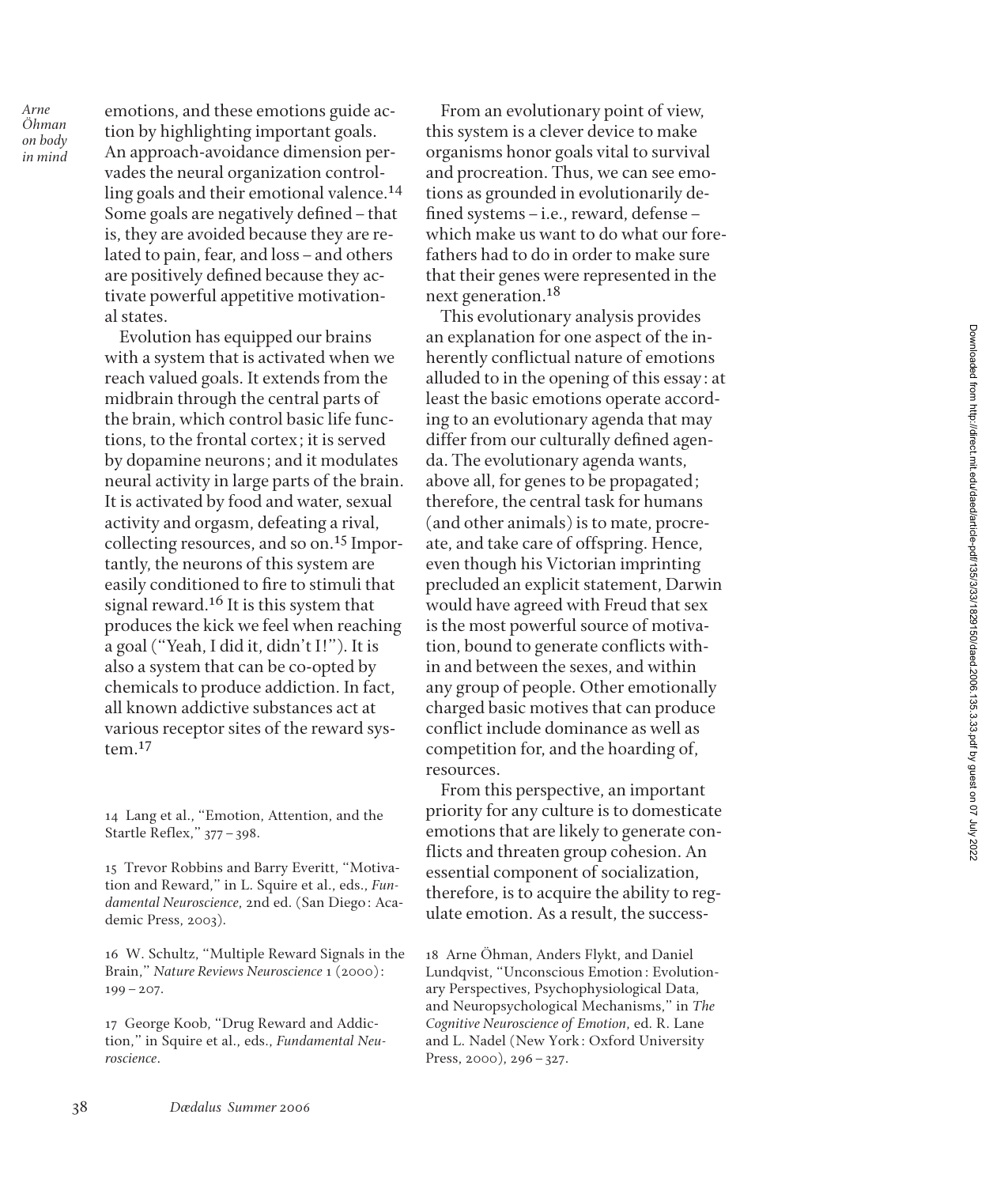emotions, and these emotions guide action by highlighting important goals. An approach-avoidance dimension pervades the neural organization controlling goals and their emotional valence.[14] Some goals are negatively defined – that is, they are avoided because they are related to pain, fear, and loss – and others are positively defined because they activate powerful appetitive motivational states.

Evolution has equipped our brains with a system that is activated when we reach valued goals. It extends from the midbrain through the central parts of the brain, which control basic life functions, to the frontal cortex; it is served by dopamine neurons; and it modulates neural activity in large parts of the brain. It is activated by food and water, sexual activity and orgasm, defeating a rival, collecting resources, and so on.[15] Importantly, the neurons of this system are easily conditioned to fire to stimuli that signal reward.[16] It is this system that produces the kick we feel when reaching a goal ("Yeah, I did it, didn't I!"). It is also a system that can be co-opted by chemicals to produce addiction. In fact, all known addictive substances act at various receptor sites of the reward system.[17]

From an evolutionary point of view, this system is a clever device to make organisms honor goals vital to survival and procreation. Thus, we can see emotions as grounded in evolutionarily defined systems – i.e., reward, defense – which make us want to do what our forefathers had to do in order to make sure that their genes were represented in the next generation.[18]

This evolutionary analysis provides an explanation for one aspect of the inherently conflictual nature of emotions alluded to in the opening of this essay: at least the basic emotions operate according to an evolutionary agenda that may differ from our culturally defined agenda. The evolutionary agenda wants, above all, for genes to be propagated; therefore, the central task for humans (and other animals) is to mate, procreate, and take care of offspring. Hence, even though his Victorian imprinting precluded an explicit statement, Darwin would have agreed with Freud that sex is the most powerful source of motivation, bound to generate conflicts within and between the sexes, and within any group of people. Other emotionally charged basic motives that can produce conflict include dominance as well as competition for, and the hoarding of, resources.

From this perspective, an important priority for any culture is to domesticate emotions that are likely to generate conflicts and threaten group cohesion. An essential component of socialization, therefore, is to acquire the ability to regulate emotion. As a result, the success-

14 Lang et al., "Emotion, Attention, and the Startle Reflex," 377 – 398.

15 Trevor Robbins and Barry Everitt, "Motivation and Reward," in L. Squire et al., eds., *Fundamental Neuroscience*, 2nd ed. (San Diego: Academic Press, 2003).

16 W. Schultz, "Multiple Reward Signals in the Brain," *Nature Reviews Neuroscience* 1 (2000): 199 – 207.

17 George Koob, "Drug Reward and Addiction," in Squire et al., eds., *Fundamental Neuroscience*.

18 Arne Öhman, Anders Flykt, and Daniel Lundqvist, "Unconscious Emotion: Evolutionary Perspectives, Psychophysiological Data, and Neuropsychological Mechanisms," in *The Cognitive Neuroscience of Emotion*, ed. R. Lane and L. Nadel (New York: Oxford University Press, 2000), 296 – 327.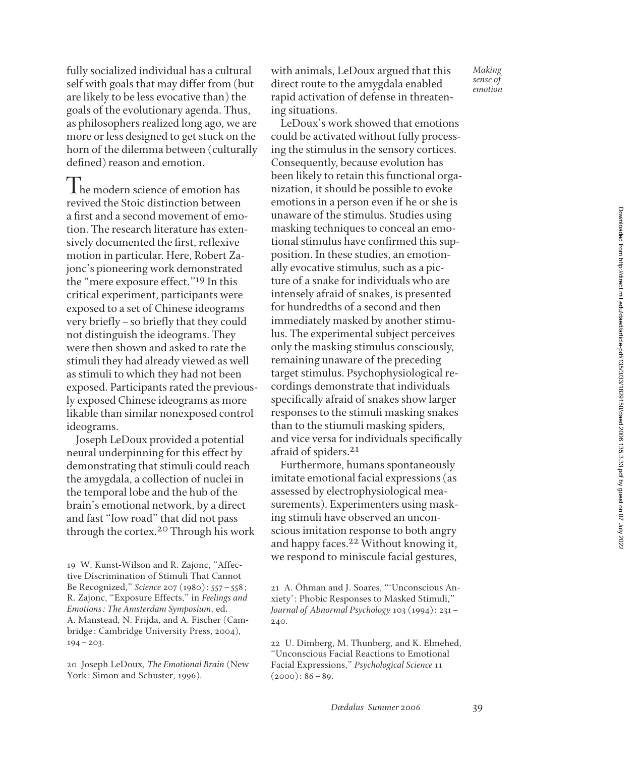fully socialized individual has a cultural self with goals that may differ from (but are likely to be less evocative than) the goals of the evolutionary agenda. Thus, as philosophers realized long ago, we are more or less designed to get stuck on the horn of the dilemma between (culturally defined) reason and emotion.

The modern science of emotion has revived the Stoic distinction between a first and a second movement of emotion. The research literature has extensively documented the first, reflexive motion in particular. Here, Robert Zajonc's pioneering work demonstrated the "mere exposure effect."[19] In this critical experiment, participants were exposed to a set of Chinese ideograms very briefly – so briefly that they could not distinguish the ideograms. They were then shown and asked to rate the stimuli they had already viewed as well as stimuli to which they had not been exposed. Participants rated the previously exposed Chinese ideograms as more likable than similar nonexposed control ideograms.

Joseph LeDoux provided a potential neural underpinning for this effect by demonstrating that stimuli could reach the amygdala, a collection of nuclei in the temporal lobe and the hub of the brain's emotional network, by a direct and fast "low road" that did not pass through the cortex.[20] Through his work with animals, LeDoux argued that this direct route to the amygdala enabled rapid activation of defense in threatening situations.

LeDoux's work showed that emotions could be activated without fully processing the stimulus in the sensory cortices. Consequently, because evolution has been likely to retain this functional organization, it should be possible to evoke emotions in a person even if he or she is unaware of the stimulus. Studies using masking techniques to conceal an emotional stimulus have confirmed this supposition. In these studies, an emotionally evocative stimulus, such as a picture of a snake for individuals who are intensely afraid of snakes, is presented for hundredths of a second and then immediately masked by another stimulus. The experimental subject perceives only the masking stimulus consciously, remaining unaware of the preceding target stimulus. Psychophysiological recordings demonstrate that individuals specifically afraid of snakes show larger responses to the stimuli masking snakes than to the stiumuli masking spiders, and vice versa for individuals specifically afraid of spiders.[21]

Furthermore, humans spontaneously imitate emotional facial expressions (as assessed by electrophysiological measurements). Experimenters using masking stimuli have observed an unconscious imitation response to both angry and happy faces.[22] Without knowing it, we respond to miniscule facial gestures,

19 W. Kunst-Wilson and R. Zajonc, "Affective Discrimination of Stimuli That Cannot Be Recognized," *Science* 207 (1980): 557 – 558; R. Zajonc, "Exposure Effects," in *Feelings and Emotions: The Amsterdam Symposium*, ed. A. Manstead, N. Frijda, and A. Fischer (Cambridge: Cambridge University Press, 2004), 194 – 203.

20 Joseph LeDoux, *The Emotional Brain* (New York: Simon and Schuster, 1996).

21 A. Öhman and J. Soares, "'Unconscious Anxiety': Phobic Responses to Masked Stimuli," *Journal of Abnormal Psychology* 103 (1994): 231 – 240.

22 U. Dimberg, M. Thunberg, and K. Elmehed, "Unconscious Facial Reactions to Emotional Facial Expressions," *Psychological Science* 11 (2000): 86 – 89.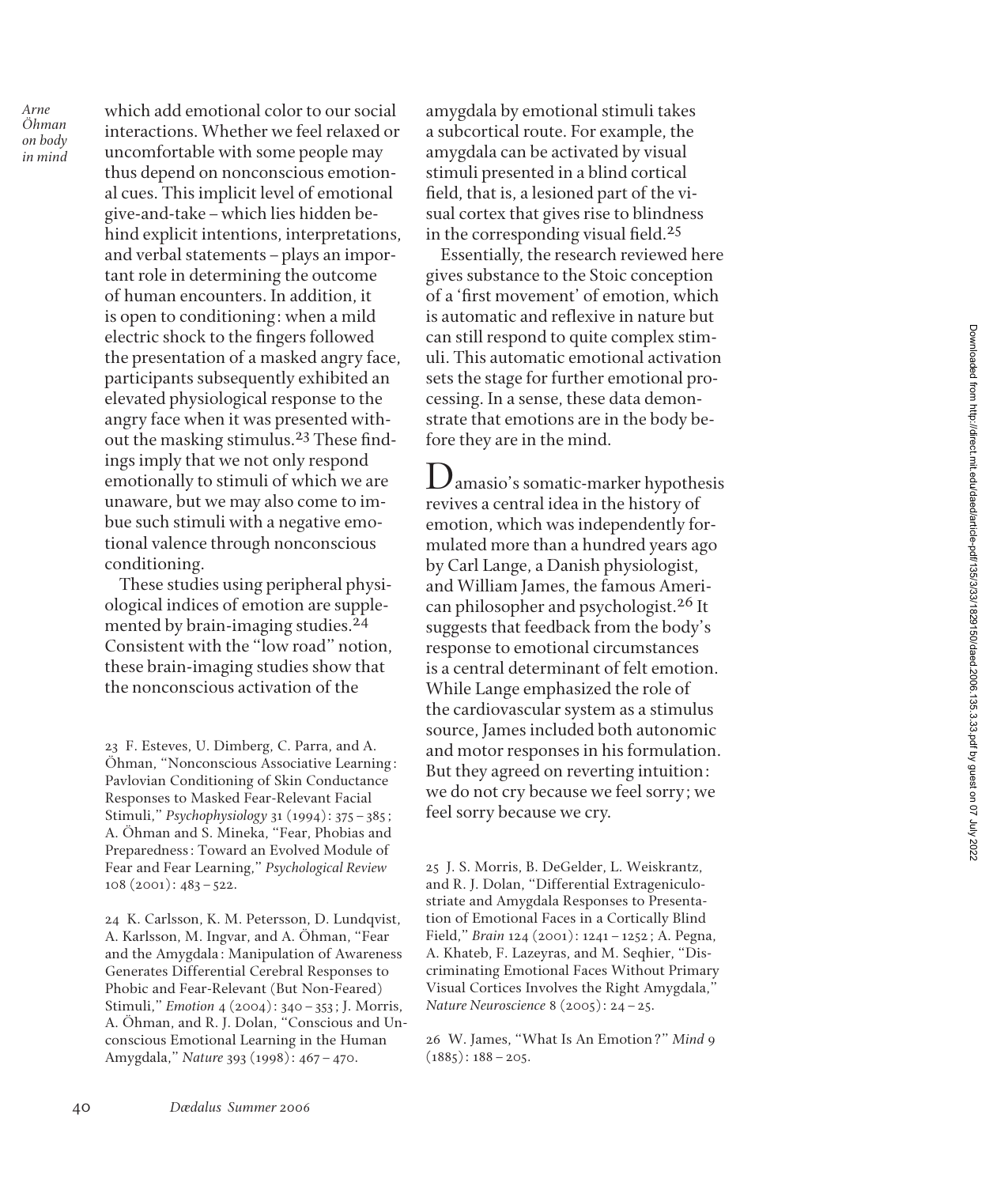which add emotional color to our social interactions. Whether we feel relaxed or uncomfortable with some people may thus depend on nonconscious emotional cues. This implicit level of emotional give-and-take – which lies hidden behind explicit intentions, interpretations, and verbal statements – plays an important role in determining the outcome of human encounters. In addition, it is open to conditioning: when a mild electric shock to the fingers followed the presentation of a masked angry face, participants subsequently exhibited an elevated physiological response to the angry face when it was presented without the masking stimulus.[23] These findings imply that we not only respond emotionally to stimuli of which we are unaware, but we may also come to imbue such stimuli with a negative emotional valence through nonconscious conditioning.

These studies using peripheral physiological indices of emotion are supplemented by brain-imaging studies.[24] Consistent with the "low road" notion, these brain-imaging studies show that the nonconscious activation of the amygdala by emotional stimuli takes a subcortical route. For example, the amygdala can be activated by visual stimuli presented in a blind cortical field, that is, a lesioned part of the visual cortex that gives rise to blindness in the corresponding visual field.[25]

Essentially, the research reviewed here gives substance to the Stoic conception of a 'first movement' of emotion, which is automatic and reflexive in nature but can still respond to quite complex stimuli. This automatic emotional activation sets the stage for further emotional processing. In a sense, these data demonstrate that emotions are in the body before they are in the mind.

Damasio's somatic-marker hypothesis revives a central idea in the history of emotion, which was independently formulated more than a hundred years ago by Carl Lange, a Danish physiologist, and William James, the famous American philosopher and psychologist.[26] It suggests that feedback from the body's response to emotional circumstances is a central determinant of felt emotion. While Lange emphasized the role of the cardiovascular system as a stimulus source, James included both autonomic and motor responses in his formulation. But they agreed on reverting intuition: we do not cry because we feel sorry; we feel sorry because we cry.

23 F. Esteves, U. Dimberg, C. Parra, and A. Öhman, "Nonconscious Associative Learning: Pavlovian Conditioning of Skin Conductance Responses to Masked Fear-Relevant Facial Stimuli," *Psychophysiology* 31 (1994): 375 – 385; A. Öhman and S. Mineka, "Fear, Phobias and Preparedness: Toward an Evolved Module of Fear and Fear Learning," *Psychological Review* 108 (2001): 483 – 522.

24 K. Carlsson, K. M. Petersson, D. Lundqvist, A. Karlsson, M. Ingvar, and A. Öhman, "Fear and the Amygdala: Manipulation of Awareness Generates Differential Cerebral Responses to Phobic and Fear-Relevant (But Non-Feared) Stimuli," *Emotion* 4 (2004): 340 – 353; J. Morris, A. Öhman, and R. J. Dolan, "Conscious and Unconscious Emotional Learning in the Human Amygdala," *Nature* 393 (1998): 467 – 470.

25 J. S. Morris, B. DeGelder, L. Weiskrantz, and R. J. Dolan, "Differential Extrageniculostriate and Amygdala Responses to Presentation of Emotional Faces in a Cortically Blind Field," *Brain* 124 (2001): 1241 – 1252; A. Pegna, A. Khateb, F. Lazeyras, and M. Seqhier, "Discriminating Emotional Faces Without Primary Visual Cortices Involves the Right Amygdala," *Nature Neuroscience* 8 (2005): 24 – 25.

26 W. James, "What Is An Emotion?" *Mind* 9 (1885): 188 – 205.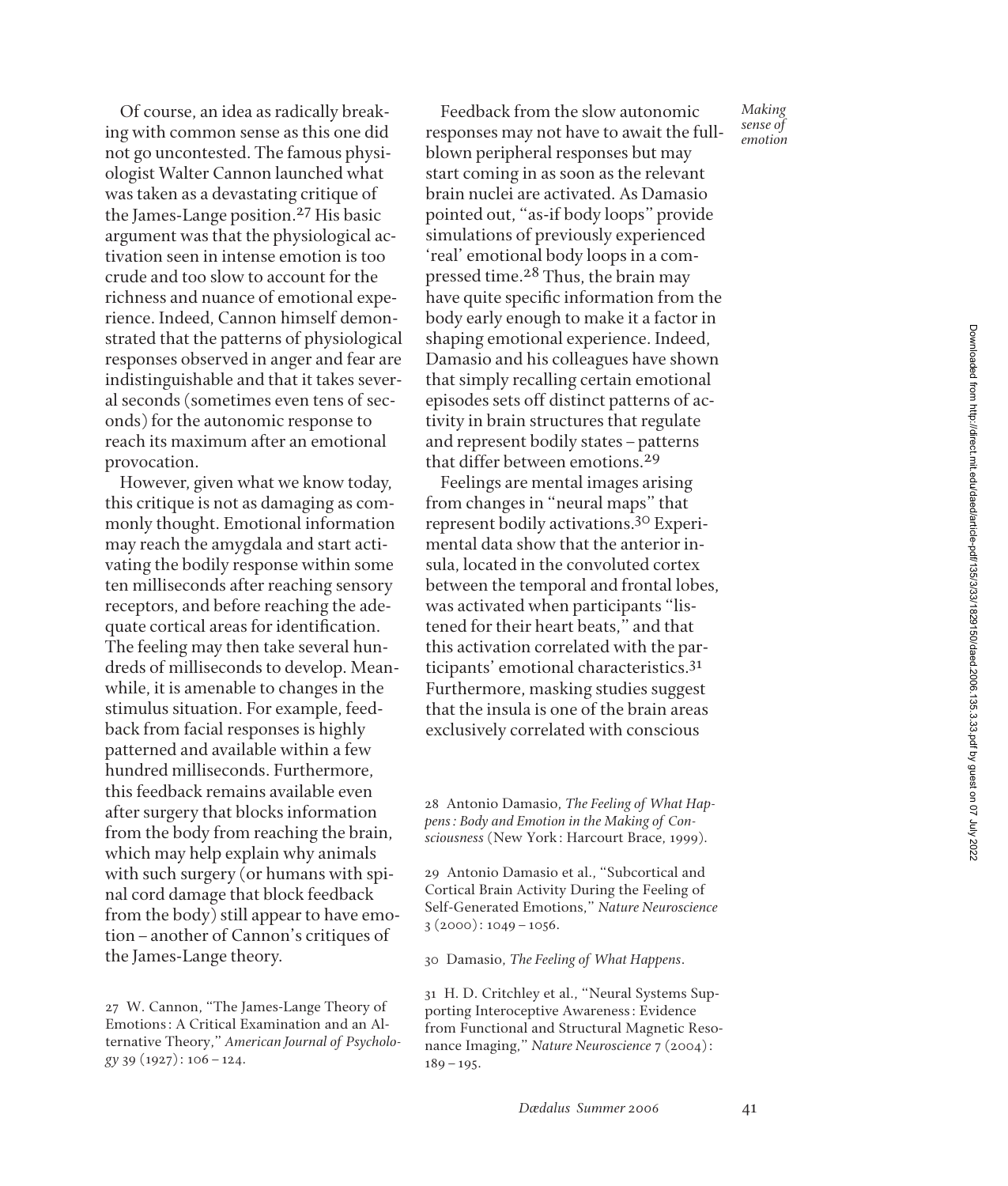Of course, an idea as radically breaking with common sense as this one did not go uncontested. The famous physiologist Walter Cannon launched what was taken as a devastating critique of the James-Lange position.[27] His basic argument was that the physiological activation seen in intense emotion is too crude and too slow to account for the richness and nuance of emotional experience. Indeed, Cannon himself demonstrated that the patterns of physiological responses observed in anger and fear are indistinguishable and that it takes several seconds (sometimes even tens of seconds) for the autonomic response to reach its maximum after an emotional provocation.

However, given what we know today, this critique is not as damaging as commonly thought. Emotional information may reach the amygdala and start activating the bodily response within some ten milliseconds after reaching sensory receptors, and before reaching the adequate cortical areas for identification. The feeling may then take several hundreds of milliseconds to develop. Meanwhile, it is amenable to changes in the stimulus situation. For example, feedback from facial responses is highly patterned and available within a few hundred milliseconds. Furthermore, this feedback remains available even after surgery that blocks information from the body from reaching the brain, which may help explain why animals with such surgery (or humans with spinal cord damage that block feedback from the body) still appear to have emotion – another of Cannon's critiques of the James-Lange theory.

Feedback from the slow autonomic responses may not have to await the full-blown peripheral responses but may start coming in as soon as the relevant brain nuclei are activated. As Damasio pointed out, "as-if body loops" provide simulations of previously experienced 'real' emotional body loops in a compressed time.[28] Thus, the brain may have quite specific information from the body early enough to make it a factor in shaping emotional experience. Indeed, Damasio and his colleagues have shown that simply recalling certain emotional episodes sets off distinct patterns of activity in brain structures that regulate and represent bodily states – patterns that differ between emotions.[29]

Feelings are mental images arising from changes in "neural maps" that represent bodily activations.[30] Experimental data show that the anterior insula, located in the convoluted cortex between the temporal and frontal lobes, was activated when participants "listened for their heart beats," and that this activation correlated with the participants' emotional characteristics.[31] Furthermore, masking studies suggest that the insula is one of the brain areas exclusively correlated with conscious

27 W. Cannon, "The James-Lange Theory of Emotions: A Critical Examination and an Alternative Theory," *American Journal of Psychology* 39 (1927): 106 – 124.

28 Antonio Damasio, *The Feeling of What Happens: Body and Emotion in the Making of Consciousness* (New York: Harcourt Brace, 1999).

29 Antonio Damasio et al., "Subcortical and Cortical Brain Activity During the Feeling of Self-Generated Emotions," *Nature Neuroscience* 3 (2000): 1049 – 1056.

30 Damasio, *The Feeling of What Happens*.

31 H. D. Critchley et al., "Neural Systems Supporting Interoceptive Awareness: Evidence from Functional and Structural Magnetic Resonance Imaging," *Nature Neuroscience* 7 (2004): 189 – 195.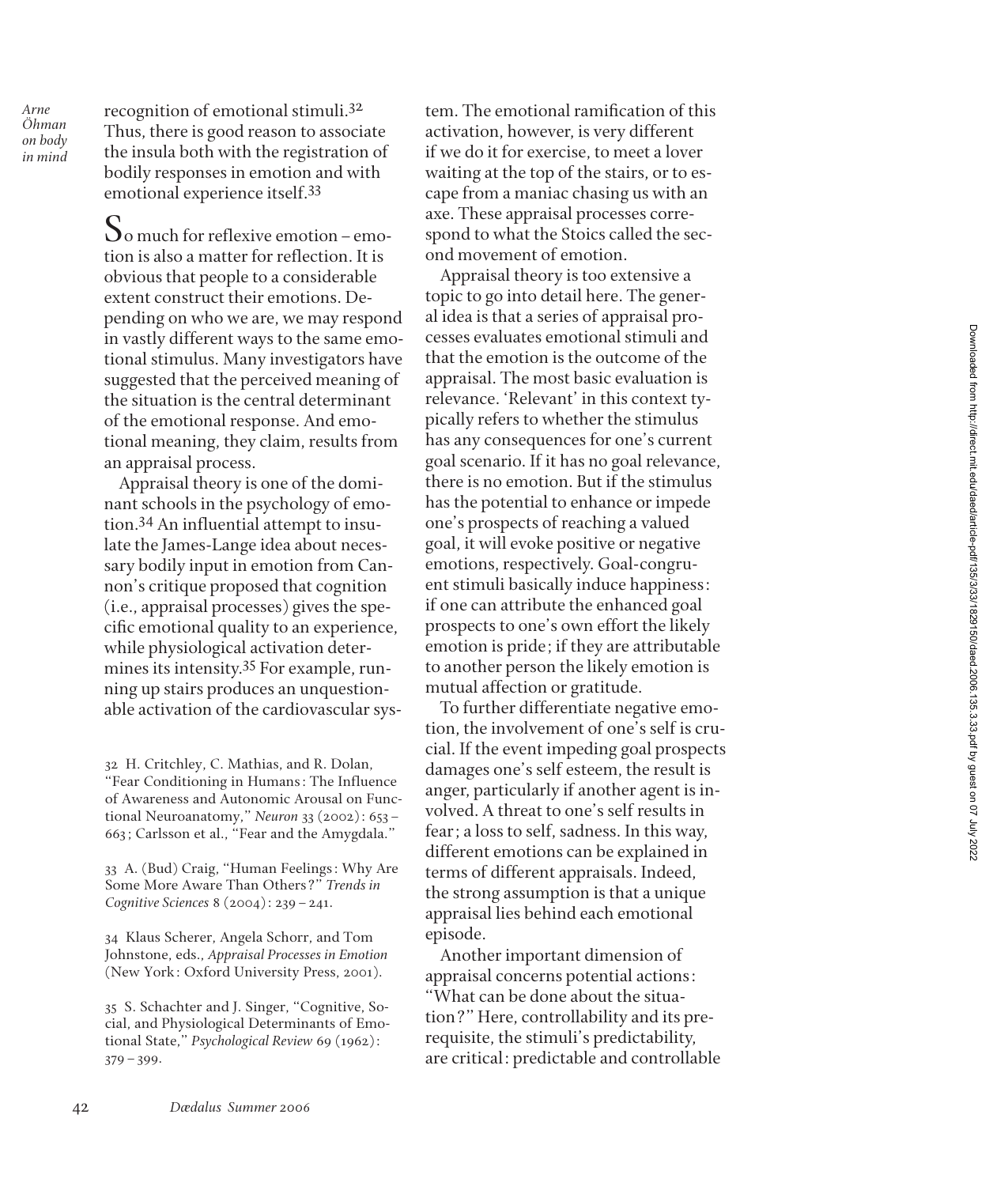recognition of emotional stimuli.[32] Thus, there is good reason to associate the insula both with the registration of bodily responses in emotion and with emotional experience itself.[33]

So much for reflexive emotion – emotion is also a matter for reflection. It is obvious that people to a considerable extent construct their emotions. Depending on who we are, we may respond in vastly different ways to the same emotional stimulus. Many investigators have suggested that the perceived meaning of the situation is the central determinant of the emotional response. And emotional meaning, they claim, results from an appraisal process.

Appraisal theory is one of the dominant schools in the psychology of emotion.[34] An influential attempt to insulate the James-Lange idea about necessary bodily input in emotion from Cannon's critique proposed that cognition (i.e., appraisal processes) gives the specific emotional quality to an experience, while physiological activation determines its intensity.[35] For example, running up stairs produces an unquestionable activation of the cardiovascular system. The emotional ramification of this activation, however, is very different if we do it for exercise, to meet a lover waiting at the top of the stairs, or to escape from a maniac chasing us with an axe. These appraisal processes correspond to what the Stoics called the second movement of emotion.

Appraisal theory is too extensive a topic to go into detail here. The general idea is that a series of appraisal processes evaluates emotional stimuli and that the emotion is the outcome of the appraisal. The most basic evaluation is relevance. 'Relevant' in this context typically refers to whether the stimulus has any consequences for one's current goal scenario. If it has no goal relevance, there is no emotion. But if the stimulus has the potential to enhance or impede one's prospects of reaching a valued goal, it will evoke positive or negative emotions, respectively. Goal-congruent stimuli basically induce happiness: if one can attribute the enhanced goal prospects to one's own effort the likely emotion is pride; if they are attributable to another person the likely emotion is mutual affection or gratitude.

To further differentiate negative emotion, the involvement of one's self is crucial. If the event impeding goal prospects damages one's self esteem, the result is anger, particularly if another agent is involved. A threat to one's self results in fear; a loss to self, sadness. In this way, different emotions can be explained in terms of different appraisals. Indeed, the strong assumption is that a unique appraisal lies behind each emotional episode.

Another important dimension of appraisal concerns potential actions: "What can be done about the situation?" Here, controllability and its prerequisite, the stimuli's predictability, are critical: predictable and controllable

---

32 H. Critchley, C. Mathias, and R. Dolan, "Fear Conditioning in Humans: The Influence of Awareness and Autonomic Arousal on Functional Neuroanatomy," *Neuron* 33 (2002): 653 – 663; Carlsson et al., "Fear and the Amygdala."

33 A. (Bud) Craig, "Human Feelings: Why Are Some More Aware Than Others?" *Trends in Cognitive Sciences* 8 (2004): 239 – 241.

34 Klaus Scherer, Angela Schorr, and Tom Johnstone, eds., *Appraisal Processes in Emotion* (New York: Oxford University Press, 2001).

35 S. Schachter and J. Singer, "Cognitive, Social, and Physiological Determinants of Emotional State," *Psychological Review* 69 (1962): 379 – 399.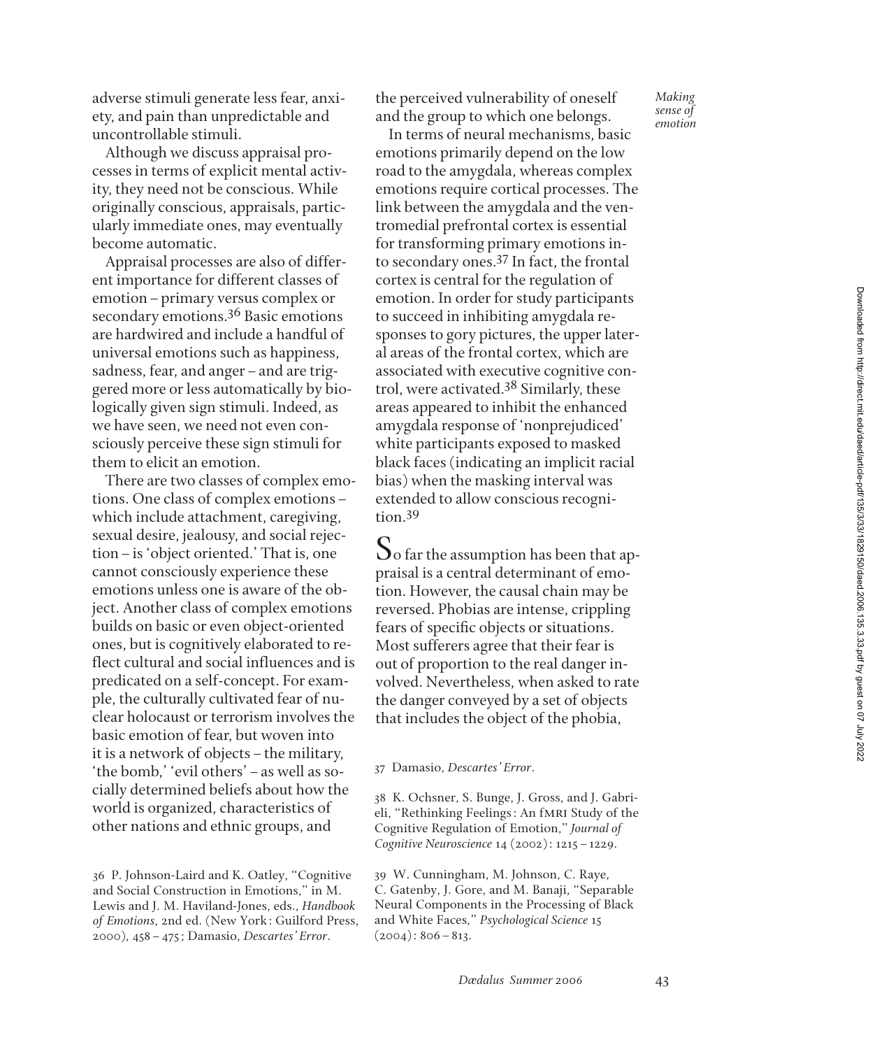adverse stimuli generate less fear, anxiety, and pain than unpredictable and uncontrollable stimuli.

Although we discuss appraisal processes in terms of explicit mental activity, they need not be conscious. While originally conscious, appraisals, particularly immediate ones, may eventually become automatic.

Appraisal processes are also of different importance for different classes of emotion – primary versus complex or secondary emotions.[36] Basic emotions are hardwired and include a handful of universal emotions such as happiness, sadness, fear, and anger – and are triggered more or less automatically by biologically given sign stimuli. Indeed, as we have seen, we need not even consciously perceive these sign stimuli for them to elicit an emotion.

There are two classes of complex emotions. One class of complex emotions – which include attachment, caregiving, sexual desire, jealousy, and social rejection – is 'object oriented.' That is, one cannot consciously experience these emotions unless one is aware of the object. Another class of complex emotions builds on basic or even object-oriented ones, but is cognitively elaborated to reflect cultural and social influences and is predicated on a self-concept. For example, the culturally cultivated fear of nuclear holocaust or terrorism involves the basic emotion of fear, but woven into it is a network of objects – the military, 'the bomb,' 'evil others' – as well as socially determined beliefs about how the world is organized, characteristics of other nations and ethnic groups, and the perceived vulnerability of oneself and the group to which one belongs.

In terms of neural mechanisms, basic emotions primarily depend on the low road to the amygdala, whereas complex emotions require cortical processes. The link between the amygdala and the ventromedial prefrontal cortex is essential for transforming primary emotions into secondary ones.[37] In fact, the frontal cortex is central for the regulation of emotion. In order for study participants to succeed in inhibiting amygdala responses to gory pictures, the upper lateral areas of the frontal cortex, which are associated with executive cognitive control, were activated.[38] Similarly, these areas appeared to inhibit the enhanced amygdala response of 'nonprejudiced' white participants exposed to masked black faces (indicating an implicit racial bias) when the masking interval was extended to allow conscious recognition.[39]

So far the assumption has been that appraisal is a central determinant of emotion. However, the causal chain may be reversed. Phobias are intense, crippling fears of specific objects or situations. Most sufferers agree that their fear is out of proportion to the real danger involved. Nevertheless, when asked to rate the danger conveyed by a set of objects that includes the object of the phobia,

36 P. Johnson-Laird and K. Oatley, "Cognitive and Social Construction in Emotions," in M. Lewis and J. M. Haviland-Jones, eds., *Handbook of Emotions*, 2nd ed. (New York: Guilford Press, 2000), 458 – 475; Damasio, *Descartes' Error*.

37 Damasio, *Descartes' Error*.

38 K. Ochsner, S. Bunge, J. Gross, and J. Gabrieli, "Rethinking Feelings: An fMRI Study of the Cognitive Regulation of Emotion," *Journal of Cognitive Neuroscience* 14 (2002): 1215 – 1229.

39 W. Cunningham, M. Johnson, C. Raye, C. Gatenby, J. Gore, and M. Banaji, "Separable Neural Components in the Processing of Black and White Faces," *Psychological Science* 15 (2004): 806 – 813.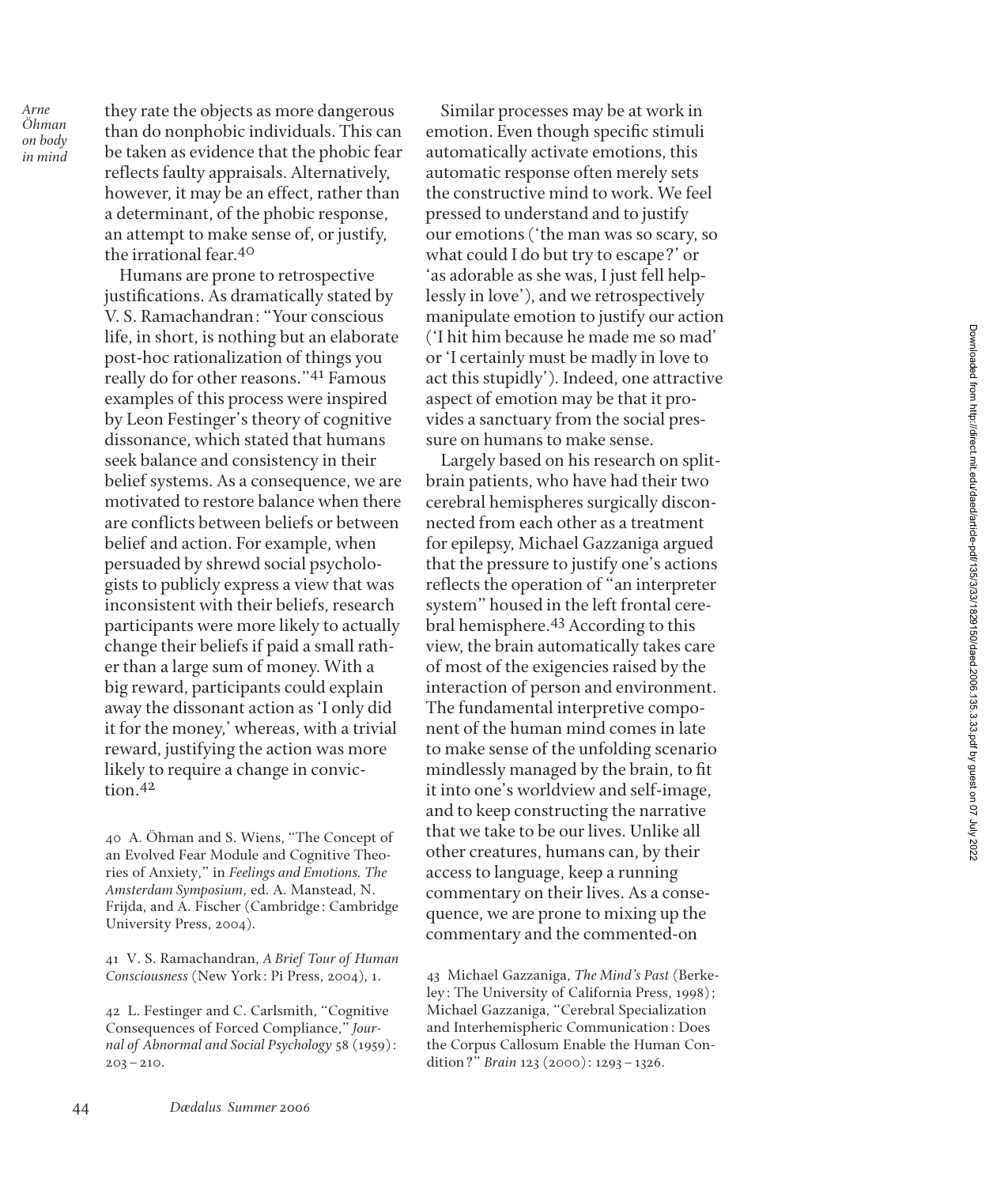they rate the objects as more dangerous than do nonphobic individuals. This can be taken as evidence that the phobic fear reflects faulty appraisals. Alternatively, however, it may be an effect, rather than a determinant, of the phobic response, an attempt to make sense of, or justify, the irrational fear.[40]

Humans are prone to retrospective justifications. As dramatically stated by V. S. Ramachandran: "Your conscious life, in short, is nothing but an elaborate post-hoc rationalization of things you really do for other reasons."[41] Famous examples of this process were inspired by Leon Festinger's theory of cognitive dissonance, which stated that humans seek balance and consistency in their belief systems. As a consequence, we are motivated to restore balance when there are conflicts between beliefs or between belief and action. For example, when persuaded by shrewd social psychologists to publicly express a view that was inconsistent with their beliefs, research participants were more likely to actually change their beliefs if paid a small rather than a large sum of money. With a big reward, participants could explain away the dissonant action as 'I only did it for the money,' whereas, with a trivial reward, justifying the action was more likely to require a change in conviction.[42]

Similar processes may be at work in emotion. Even though specific stimuli automatically activate emotions, this automatic response often merely sets the constructive mind to work. We feel pressed to understand and to justify our emotions ('the man was so scary, so what could I do but try to escape?' or 'as adorable as she was, I just fell helplessly in love'), and we retrospectively manipulate emotion to justify our action ('I hit him because he made me so mad' or 'I certainly must be madly in love to act this stupidly'). Indeed, one attractive aspect of emotion may be that it provides a sanctuary from the social pressure on humans to make sense.

Largely based on his research on split-brain patients, who have had their two cerebral hemispheres surgically disconnected from each other as a treatment for epilepsy, Michael Gazzaniga argued that the pressure to justify one's actions reflects the operation of "an interpreter system" housed in the left frontal cerebral hemisphere.[43] According to this view, the brain automatically takes care of most of the exigencies raised by the interaction of person and environment. The fundamental interpretive component of the human mind comes in late to make sense of the unfolding scenario mindlessly managed by the brain, to fit it into one's worldview and self-image, and to keep constructing the narrative that we take to be our lives. Unlike all other creatures, humans can, by their access to language, keep a running commentary on their lives. As a consequence, we are prone to mixing up the commentary and the commented-on

40 A. Öhman and S. Wiens, "The Concept of an Evolved Fear Module and Cognitive Theories of Anxiety," in *Feelings and Emotions. The Amsterdam Symposium*, ed. A. Manstead, N. Frijda, and A. Fischer (Cambridge: Cambridge University Press, 2004).

41 V. S. Ramachandran, *A Brief Tour of Human Consciousness* (New York: Pi Press, 2004), 1.

42 L. Festinger and C. Carlsmith, "Cognitive Consequences of Forced Compliance," *Journal of Abnormal and Social Psychology* 58 (1959): 203–210.

43 Michael Gazzaniga, *The Mind's Past* (Berkeley: The University of California Press, 1998); Michael Gazzaniga, "Cerebral Specialization and Interhemispheric Communication: Does the Corpus Callosum Enable the Human Condition?" *Brain* 123 (2000): 1293–1326.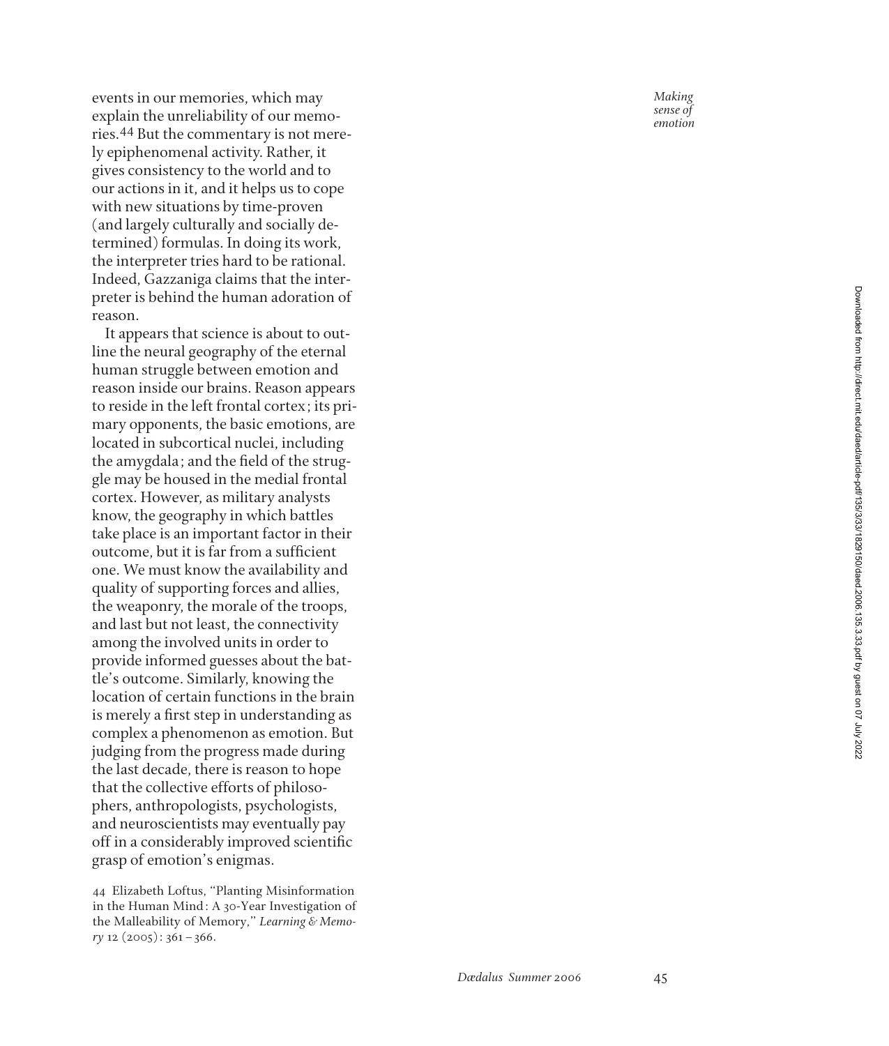events in our memories, which may explain the unreliability of our memories.[44] But the commentary is not merely epiphenomenal activity. Rather, it gives consistency to the world and to our actions in it, and it helps us to cope with new situations by time-proven (and largely culturally and socially determined) formulas. In doing its work, the interpreter tries hard to be rational. Indeed, Gazzaniga claims that the interpreter is behind the human adoration of reason.

It appears that science is about to outline the neural geography of the eternal human struggle between emotion and reason inside our brains. Reason appears to reside in the left frontal cortex; its primary opponents, the basic emotions, are located in subcortical nuclei, including the amygdala; and the field of the struggle may be housed in the medial frontal cortex. However, as military analysts know, the geography in which battles take place is an important factor in their outcome, but it is far from a sufficient one. We must know the availability and quality of supporting forces and allies, the weaponry, the morale of the troops, and last but not least, the connectivity among the involved units in order to provide informed guesses about the battle's outcome. Similarly, knowing the location of certain functions in the brain is merely a first step in understanding as complex a phenomenon as emotion. But judging from the progress made during the last decade, there is reason to hope that the collective efforts of philosophers, anthropologists, psychologists, and neuroscientists may eventually pay off in a considerably improved scientific grasp of emotion's enigmas.

44 Elizabeth Loftus, "Planting Misinformation in the Human Mind: A 30-Year Investigation of the Malleability of Memory," *Learning & Memory* 12 (2005): 361–366.